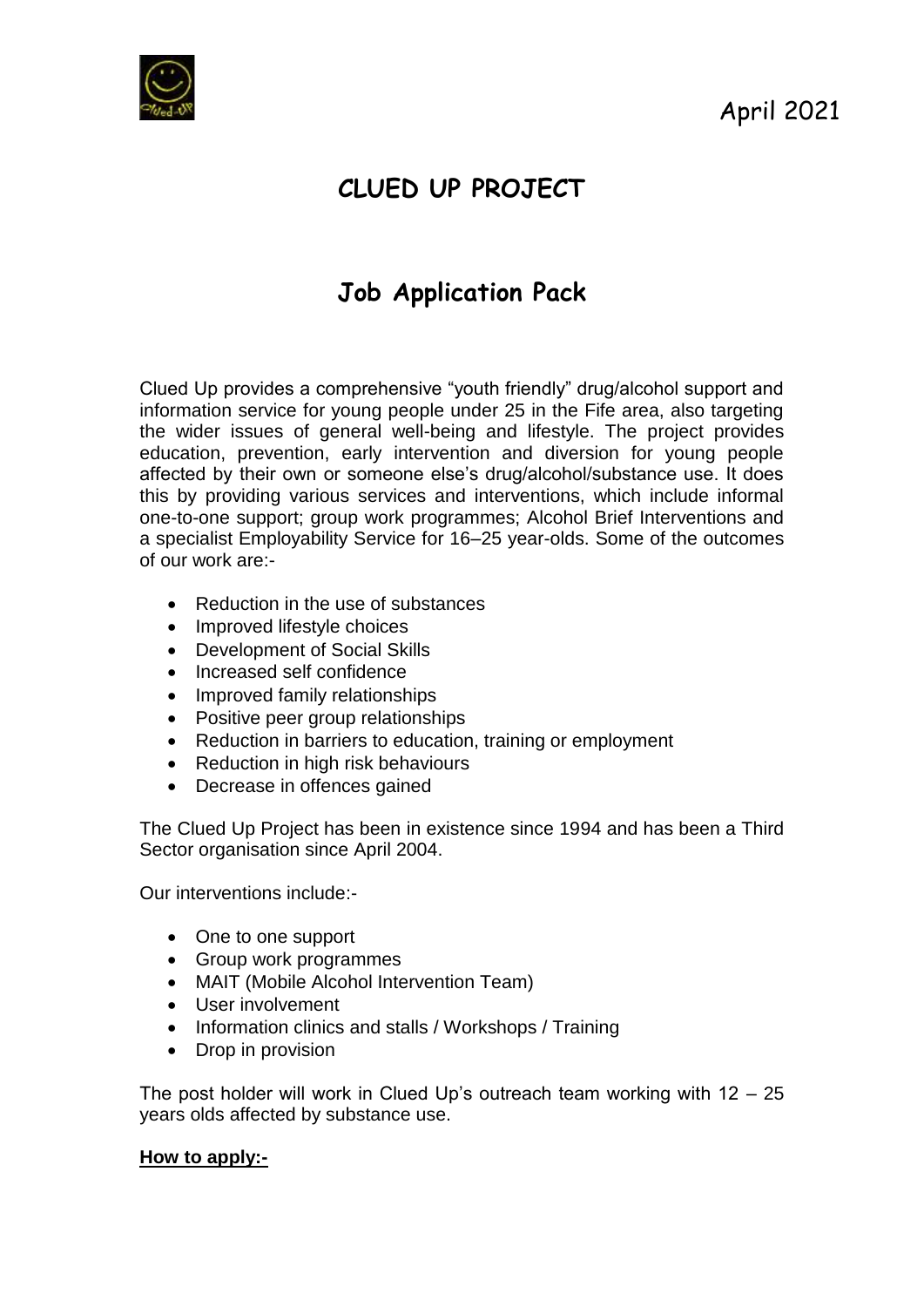April 2021

# CLUED UP PROJECT

## Job Application Pack

Clued Up provides a comprehensive "youth friendly" drug/alcohol support and information service for young people under 25 in the Fife area, also targeting the wider issues of general well-being and lifestyle. The project provides education, prevention, early intervention and diversion for young people affected by their own or someone else's drug/alcohol/substance use. It does this by providing various services and interventions, which include informal one-to-one support; group work programmes; Alcohol Brief Interventions and a specialist Employability Service for 16–25 year-olds. Some of the outcomes of our work are:-

- Reduction in the use of substances
- Improved lifestyle choices
- Development of Social Skills
- Increased self confidence
- Improved family relationships
- Positive peer group relationships
- Reduction in barriers to education, training or employment
- Reduction in high risk behaviours
- Decrease in offences gained

The Clued Up Project has been in existence since 1994 and has been a Third Sector organisation since April 2004.

Our interventions include:-

- One to one support
- Group work programmes
- MAIT (Mobile Alcohol Intervention Team)
- User involvement
- Information clinics and stalls / Workshops / Training
- Drop in provision

The post holder will work in Clued Up's outreach team working with 12 – 25 years olds affected by substance use.

**How to apply:-**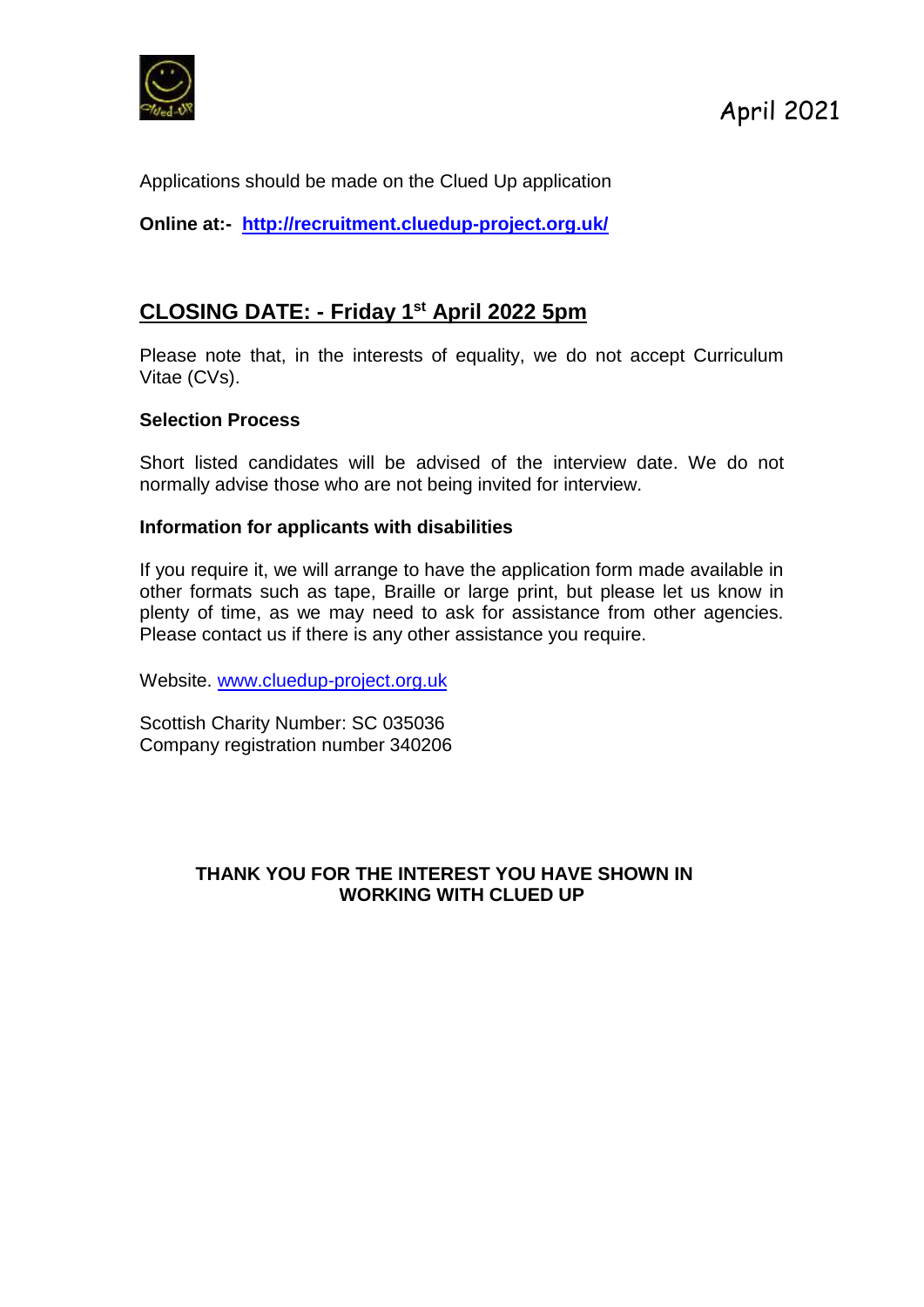April 2021

Applications should be made on the Clued Up application

**Online at:- [http://recruitment.cluedup-project.org.uk/](http://recruitment.cluedup-project.org.uk/)**

## CLOSING DATE: - Friday 1st April 2022 5pm

Please note that, in the interests of equality, we do not accept Curriculum Vitae (CVs).

**Selection Process**

Short listed candidates will be advised of the interview date. We do not normally advise those who are not being invited for interview.

**Information for applicants with disabilities**

If you require it, we will arrange to have the application form made available in other formats such as tape, Braille or large print, but please let us know in plenty of time, as we may need to ask for assistance from other agencies. Please contact us if there is any other assistance you require.

Website. [www.cluedup-project.org.uk](http://www.cluedup-project.org.uk)

Scottish Charity Number: SC 035036
Company registration number 340206

**THANK YOU FOR THE INTEREST YOU HAVE SHOWN IN WORKING WITH CLUED UP**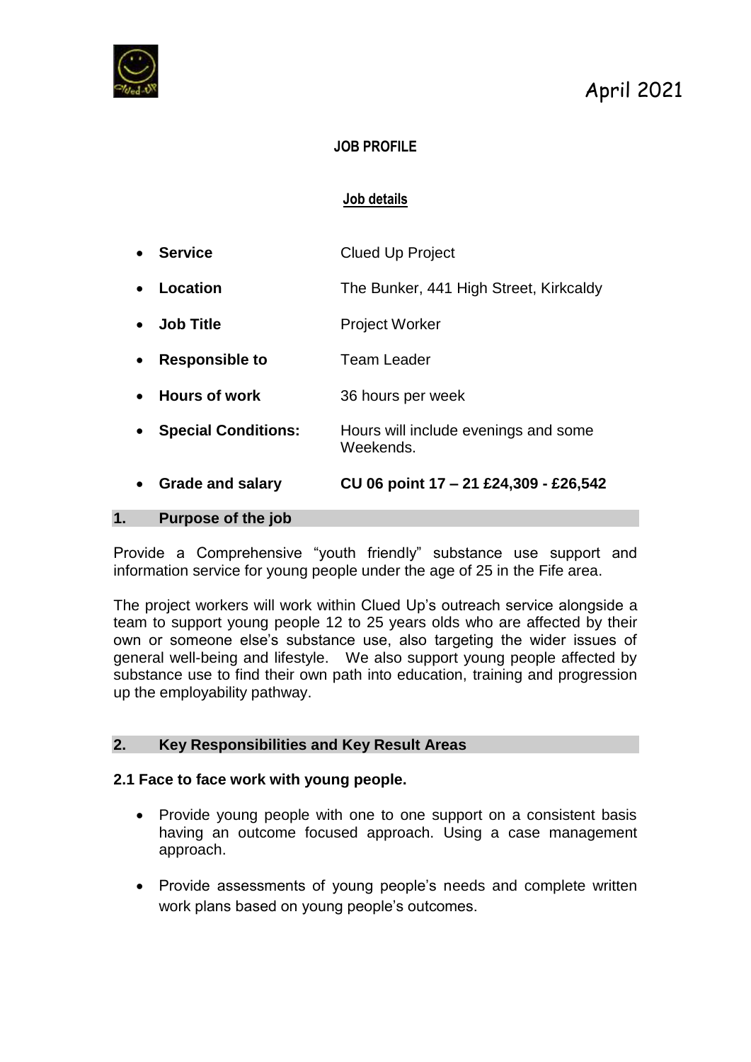April 2021

**JOB PROFILE**

**Job details**

- **Service** Clued Up Project
- **Location** The Bunker, 441 High Street, Kirkcaldy
- **Job Title** Project Worker
- **Responsible to** Team Leader
- **Hours of work** 36 hours per week
- **Special Conditions:** Hours will include evenings and some Weekends.
- **Grade and salary** **CU 06 point 17 – 21 £24,309 - £26,542**

## 1. Purpose of the job

Provide a Comprehensive "youth friendly" substance use support and information service for young people under the age of 25 in the Fife area.

The project workers will work within Clued Up's outreach service alongside a team to support young people 12 to 25 years olds who are affected by their own or someone else's substance use, also targeting the wider issues of general well-being and lifestyle. We also support young people affected by substance use to find their own path into education, training and progression up the employability pathway.

## 2. Key Responsibilities and Key Result Areas

### 2.1 Face to face work with young people.

- Provide young people with one to one support on a consistent basis having an outcome focused approach. Using a case management approach.
- Provide assessments of young people's needs and complete written work plans based on young people's outcomes.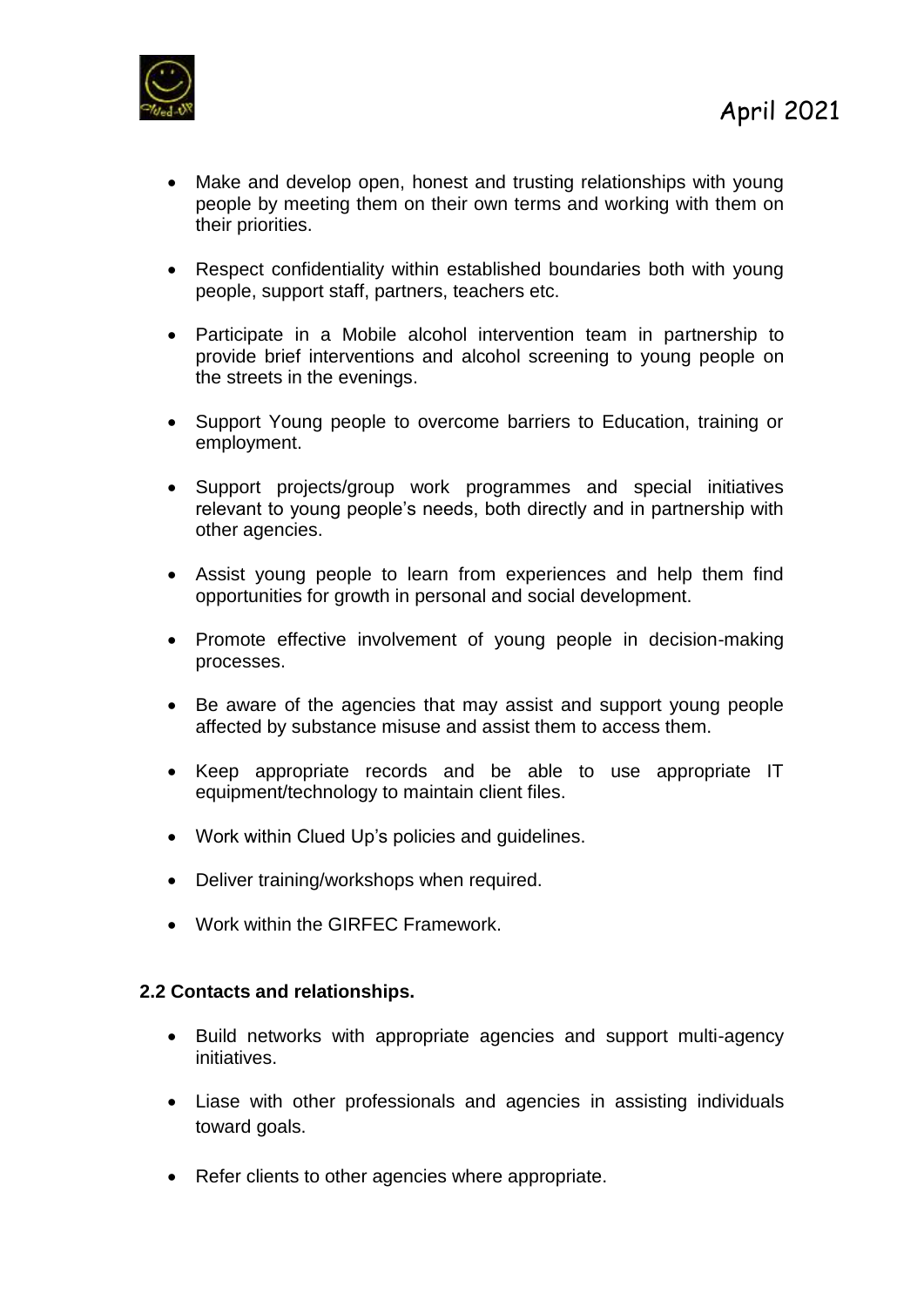- Make and develop open, honest and trusting relationships with young people by meeting them on their own terms and working with them on their priorities.

- Respect confidentiality within established boundaries both with young people, support staff, partners, teachers etc.

- Participate in a Mobile alcohol intervention team in partnership to provide brief interventions and alcohol screening to young people on the streets in the evenings.

- Support Young people to overcome barriers to Education, training or employment.

- Support projects/group work programmes and special initiatives relevant to young people's needs, both directly and in partnership with other agencies.

- Assist young people to learn from experiences and help them find opportunities for growth in personal and social development.

- Promote effective involvement of young people in decision-making processes.

- Be aware of the agencies that may assist and support young people affected by substance misuse and assist them to access them.

- Keep appropriate records and be able to use appropriate IT equipment/technology to maintain client files.

- Work within Clued Up's policies and guidelines.

- Deliver training/workshops when required.

- Work within the GIRFEC Framework.

**2.2 Contacts and relationships.**

- Build networks with appropriate agencies and support multi-agency initiatives.

- Liase with other professionals and agencies in assisting individuals toward goals.

- Refer clients to other agencies where appropriate.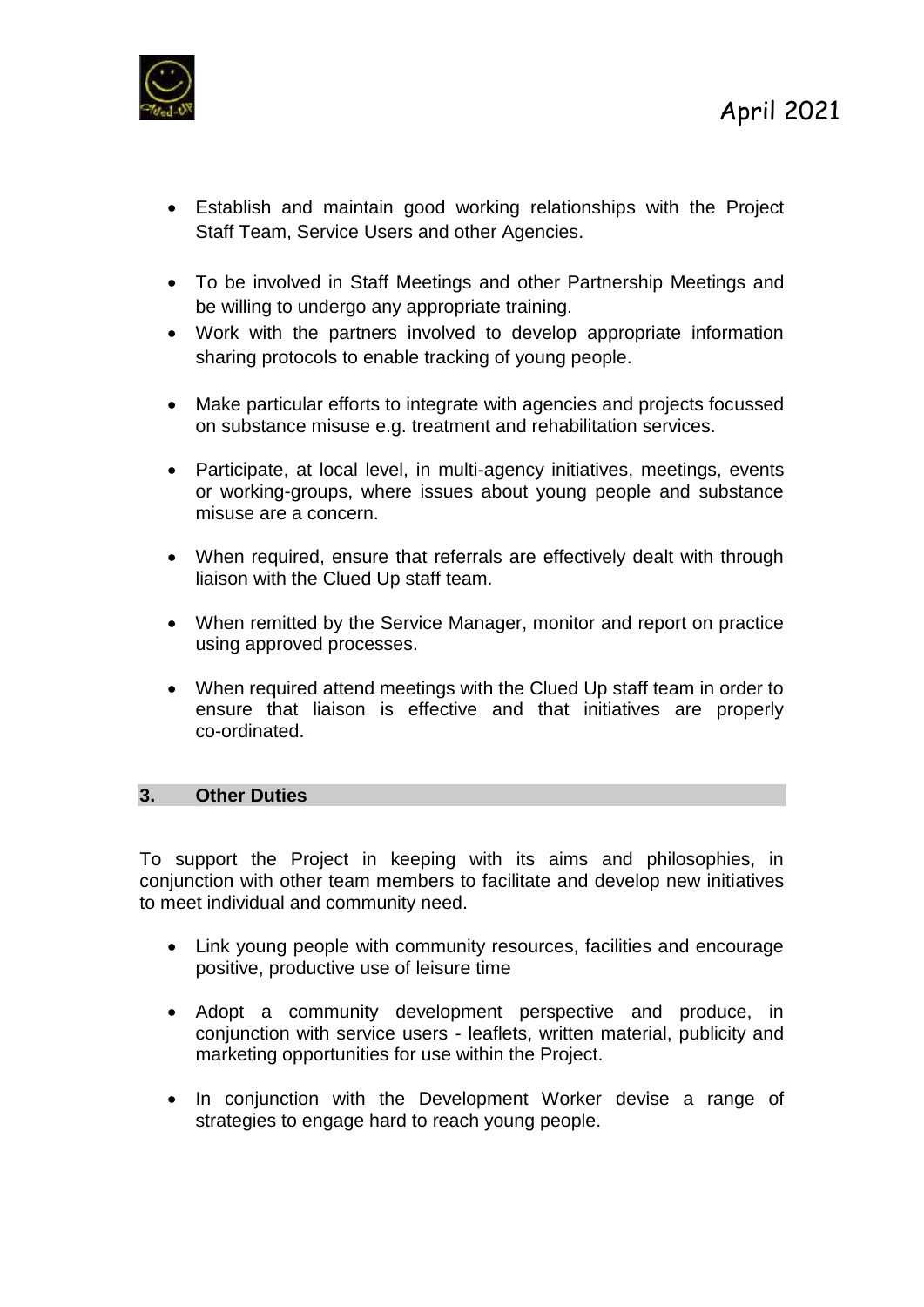- Establish and maintain good working relationships with the Project Staff Team, Service Users and other Agencies.

- To be involved in Staff Meetings and other Partnership Meetings and be willing to undergo any appropriate training.
- Work with the partners involved to develop appropriate information sharing protocols to enable tracking of young people.

- Make particular efforts to integrate with agencies and projects focussed on substance misuse e.g. treatment and rehabilitation services.

- Participate, at local level, in multi-agency initiatives, meetings, events or working-groups, where issues about young people and substance misuse are a concern.

- When required, ensure that referrals are effectively dealt with through liaison with the Clued Up staff team.

- When remitted by the Service Manager, monitor and report on practice using approved processes.

- When required attend meetings with the Clued Up staff team in order to ensure that liaison is effective and that initiatives are properly co-ordinated.

## 3. Other Duties

To support the Project in keeping with its aims and philosophies, in conjunction with other team members to facilitate and develop new initiatives to meet individual and community need.

- Link young people with community resources, facilities and encourage positive, productive use of leisure time

- Adopt a community development perspective and produce, in conjunction with service users - leaflets, written material, publicity and marketing opportunities for use within the Project.

- In conjunction with the Development Worker devise a range of strategies to engage hard to reach young people.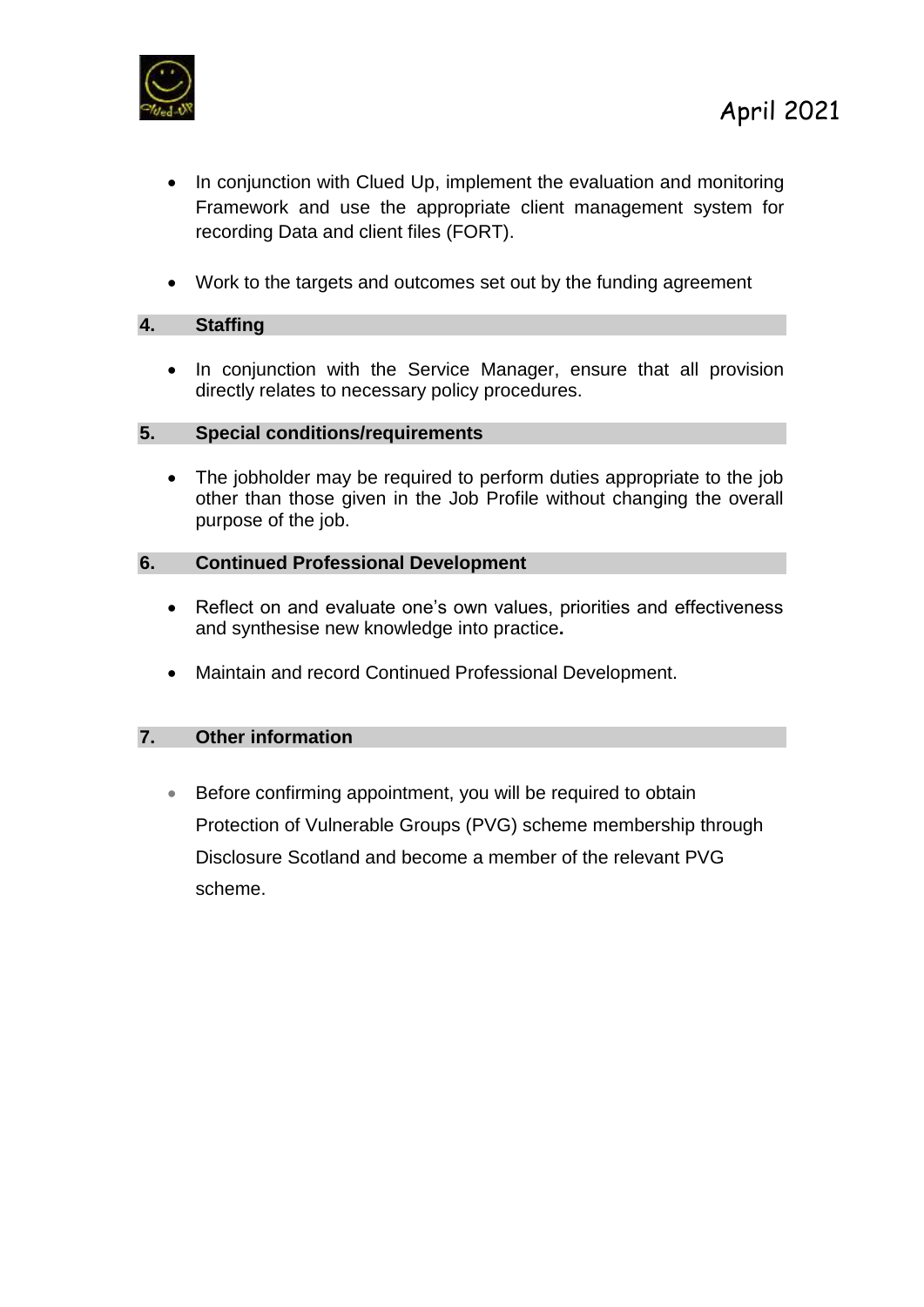- In conjunction with Clued Up, implement the evaluation and monitoring Framework and use the appropriate client management system for recording Data and client files (FORT).

- Work to the targets and outcomes set out by the funding agreement

## 4. Staffing

- In conjunction with the Service Manager, ensure that all provision directly relates to necessary policy procedures.

## 5. Special conditions/requirements

- The jobholder may be required to perform duties appropriate to the job other than those given in the Job Profile without changing the overall purpose of the job.

## 6. Continued Professional Development

- Reflect on and evaluate one's own values, priorities and effectiveness and synthesise new knowledge into practice**.**

- Maintain and record Continued Professional Development.

## 7. Other information

- Before confirming appointment, you will be required to obtain Protection of Vulnerable Groups (PVG) scheme membership through Disclosure Scotland and become a member of the relevant PVG scheme.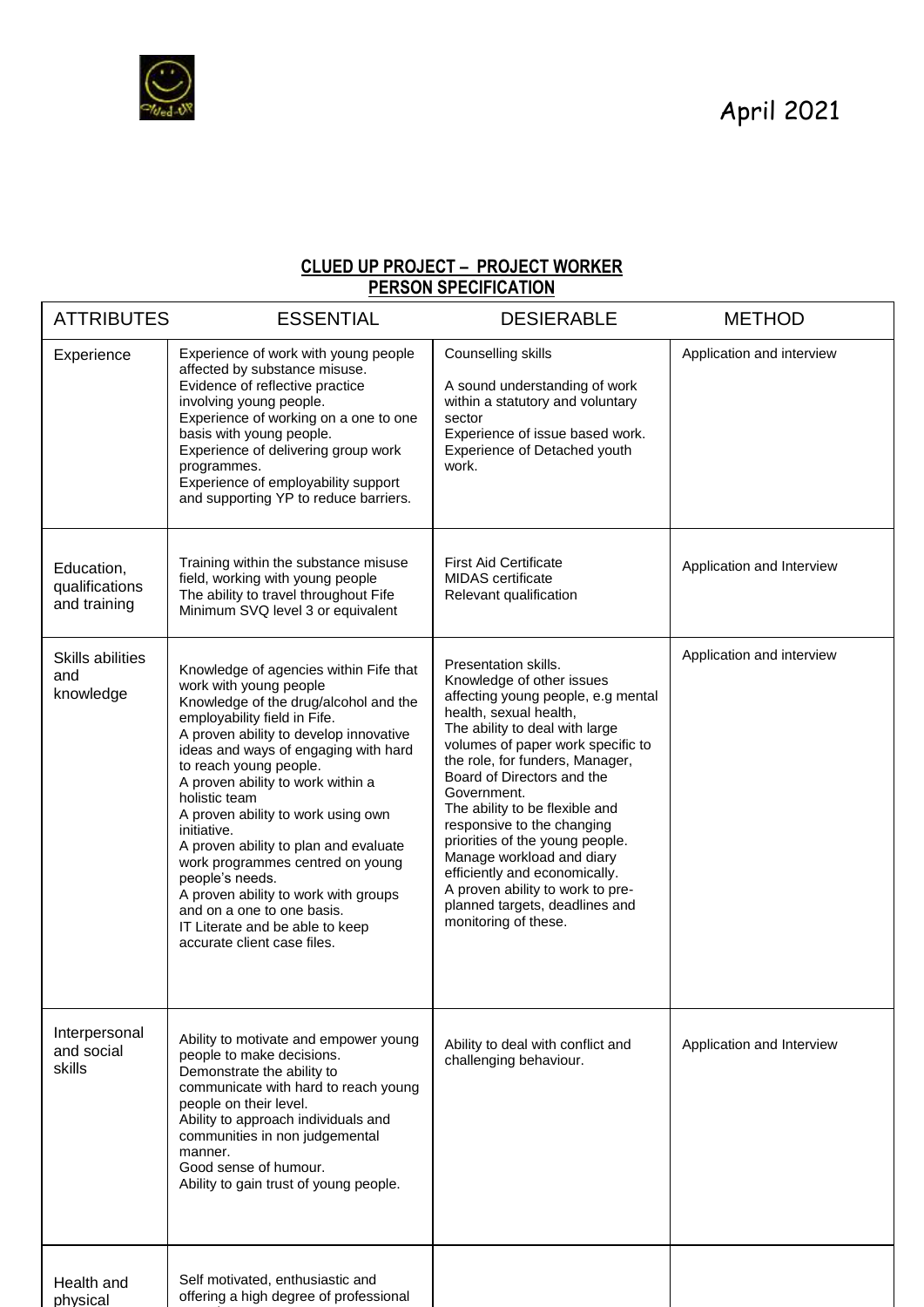April 2021

**CLUED UP PROJECT – PROJECT WORKER**
**PERSON SPECIFICATION**

| ATTRIBUTES | ESSENTIAL | DESIERABLE | METHOD |
|---|---|---|---|
| Experience | Experience of work with young people affected by substance misuse.<br>Evidence of reflective practice involving young people.<br>Experience of working on a one to one basis with young people.<br>Experience of delivering group work programmes.<br>Experience of employability support and supporting YP to reduce barriers. | Counselling skills<br><br>A sound understanding of work within a statutory and voluntary sector<br>Experience of issue based work.<br>Experience of Detached youth work. | Application and interview |
| Education, qualifications and training | Training within the substance misuse field, working with young people<br>The ability to travel throughout Fife<br>Minimum SVQ level 3 or equivalent | First Aid Certificate<br>MIDAS certificate<br>Relevant qualification | Application and Interview |
| Skills abilities and knowledge | Knowledge of agencies within Fife that work with young people<br>Knowledge of the drug/alcohol and the employability field in Fife.<br>A proven ability to develop innovative ideas and ways of engaging with hard to reach young people.<br>A proven ability to work within a holistic team<br>A proven ability to work using own initiative.<br>A proven ability to plan and evaluate work programmes centred on young people's needs.<br>A proven ability to work with groups and on a one to one basis.<br>IT Literate and be able to keep accurate client case files. | Presentation skills.<br>Knowledge of other issues affecting young people, e.g mental health, sexual health,<br>The ability to deal with large volumes of paper work specific to the role, for funders, Manager, Board of Directors and the Government.<br>The ability to be flexible and responsive to the changing priorities of the young people.<br>Manage workload and diary efficiently and economically.<br>A proven ability to work to pre-planned targets, deadlines and monitoring of these. | Application and interview |
| Interpersonal and social skills | Ability to motivate and empower young people to make decisions.<br>Demonstrate the ability to communicate with hard to reach young people on their level.<br>Ability to approach individuals and communities in non judgemental manner.<br>Good sense of humour.<br>Ability to gain trust of young people. | Ability to deal with conflict and challenging behaviour. | Application and Interview |
| Health and physical | Self motivated, enthusiastic and offering a high degree of professional | | |